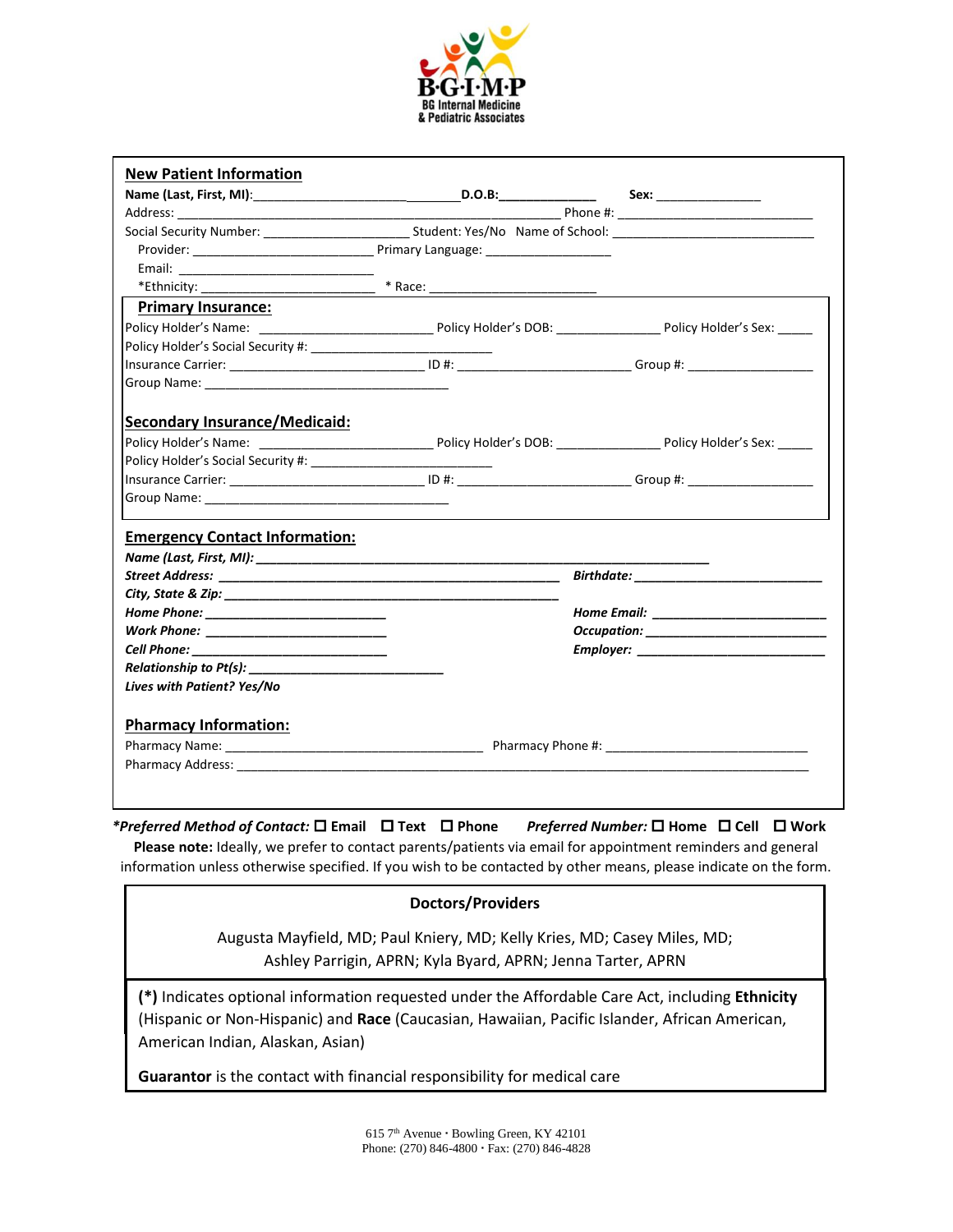B·G·I·M·P
BG Internal Medicine
& Pediatric Associates

## New Patient Information

**Name (Last, First, MI)**:______________________________ **D.O.B:**______________ **Sex:** _______________

Address: ________________________________________________________ Phone #: ____________________________

Social Security Number: _____________________ Student: Yes/No Name of School: _____________________________

Provider: ___________________________ Primary Language: _________________

Email: ____________________________

*Ethnicity: _________________________ * Race: ________________________

### Primary Insurance:

Policy Holder's Name: _________________________ Policy Holder's DOB: _______________ Policy Holder's Sex: _____

Policy Holder's Social Security #: __________________________

Insurance Carrier: ____________________________ ID #: _________________________ Group #: __________________

Group Name: ___________________________________

### Secondary Insurance/Medicaid:

Policy Holder's Name: _________________________ Policy Holder's DOB: _______________ Policy Holder's Sex: _____

Policy Holder's Social Security #: __________________________

Insurance Carrier: ____________________________ ID #: _________________________ Group #: __________________

Group Name: ___________________________________

### Emergency Contact Information:

***Name (Last, First, MI):*** _________________________________________________________________

***Street Address:*** _______________________________________________ ***Birthdate:*** __________________________

***City, State & Zip:*** ________________________________________________

***Home Phone:*** __________________________ ***Home Email:*** _________________________

***Work Phone:*** __________________________ ***Occupation:*** _________________________

***Cell Phone:*** __________________________ ***Employer:*** ___________________________

***Relationship to Pt(s):*** ___________________________

***Lives with Patient? Yes/No***

### Pharmacy Information:

Pharmacy Name: _____________________________________ Pharmacy Phone #: _____________________________

Pharmacy Address: ___________________________________________________________________________________

***Preferred Method of Contact:*** ☐ **Email** ☐ **Text** ☐ **Phone** ***Preferred Number:*** ☐ **Home** ☐ **Cell** ☐ **Work**

**Please note:** Ideally, we prefer to contact parents/patients via email for appointment reminders and general information unless otherwise specified. If you wish to be contacted by other means, please indicate on the form.

**Doctors/Providers**

Augusta Mayfield, MD; Paul Kniery, MD; Kelly Kries, MD; Casey Miles, MD;
Ashley Parrigin, APRN; Kyla Byard, APRN; Jenna Tarter, APRN

**(*)** Indicates optional information requested under the Affordable Care Act, including **Ethnicity** (Hispanic or Non-Hispanic) and **Race** (Caucasian, Hawaiian, Pacific Islander, African American, American Indian, Alaskan, Asian)

**Guarantor** is the contact with financial responsibility for medical care

615 7th Avenue · Bowling Green, KY 42101
Phone: (270) 846-4800 · Fax: (270) 846-4828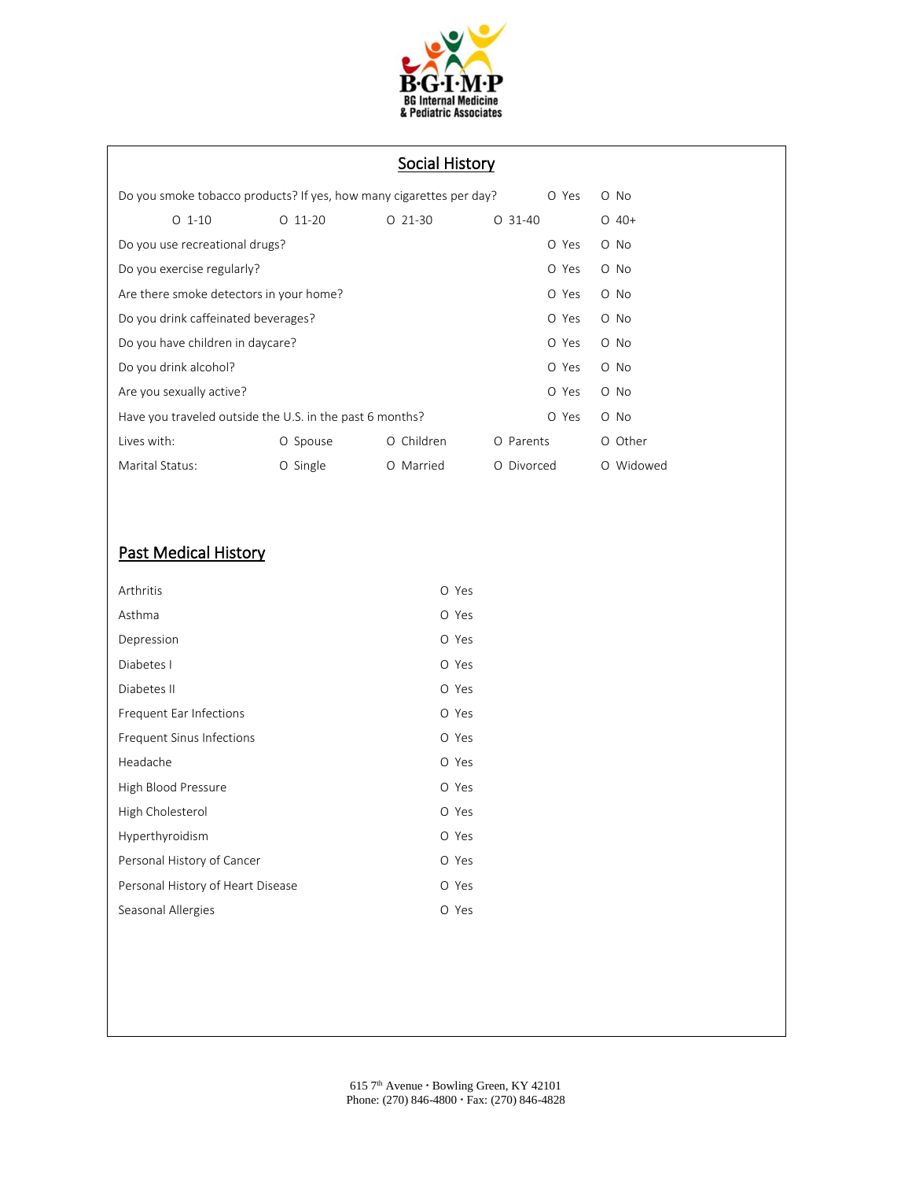BG Internal Medicine & Pediatric Associates

## Social History

| | | | | |
|---|---|---|---|---|
| Do you smoke tobacco products? If yes, how many cigarettes per day? | | | O Yes | O No |
| O 1-10 | O 11-20 | O 21-30 | O 31-40 | O 40+ |
| Do you use recreational drugs? | | | O Yes | O No |
| Do you exercise regularly? | | | O Yes | O No |
| Are there smoke detectors in your home? | | | O Yes | O No |
| Do you drink caffeinated beverages? | | | O Yes | O No |
| Do you have children in daycare? | | | O Yes | O No |
| Do you drink alcohol? | | | O Yes | O No |
| Are you sexually active? | | | O Yes | O No |
| Have you traveled outside the U.S. in the past 6 months? | | | O Yes | O No |
| Lives with: | O Spouse | O Children | O Parents | O Other |
| Marital Status: | O Single | O Married | O Divorced | O Widowed |

## Past Medical History

| | |
|---|---|
| Arthritis | O Yes |
| Asthma | O Yes |
| Depression | O Yes |
| Diabetes I | O Yes |
| Diabetes II | O Yes |
| Frequent Ear Infections | O Yes |
| Frequent Sinus Infections | O Yes |
| Headache | O Yes |
| High Blood Pressure | O Yes |
| High Cholesterol | O Yes |
| Hyperthyroidism | O Yes |
| Personal History of Cancer | O Yes |
| Personal History of Heart Disease | O Yes |
| Seasonal Allergies | O Yes |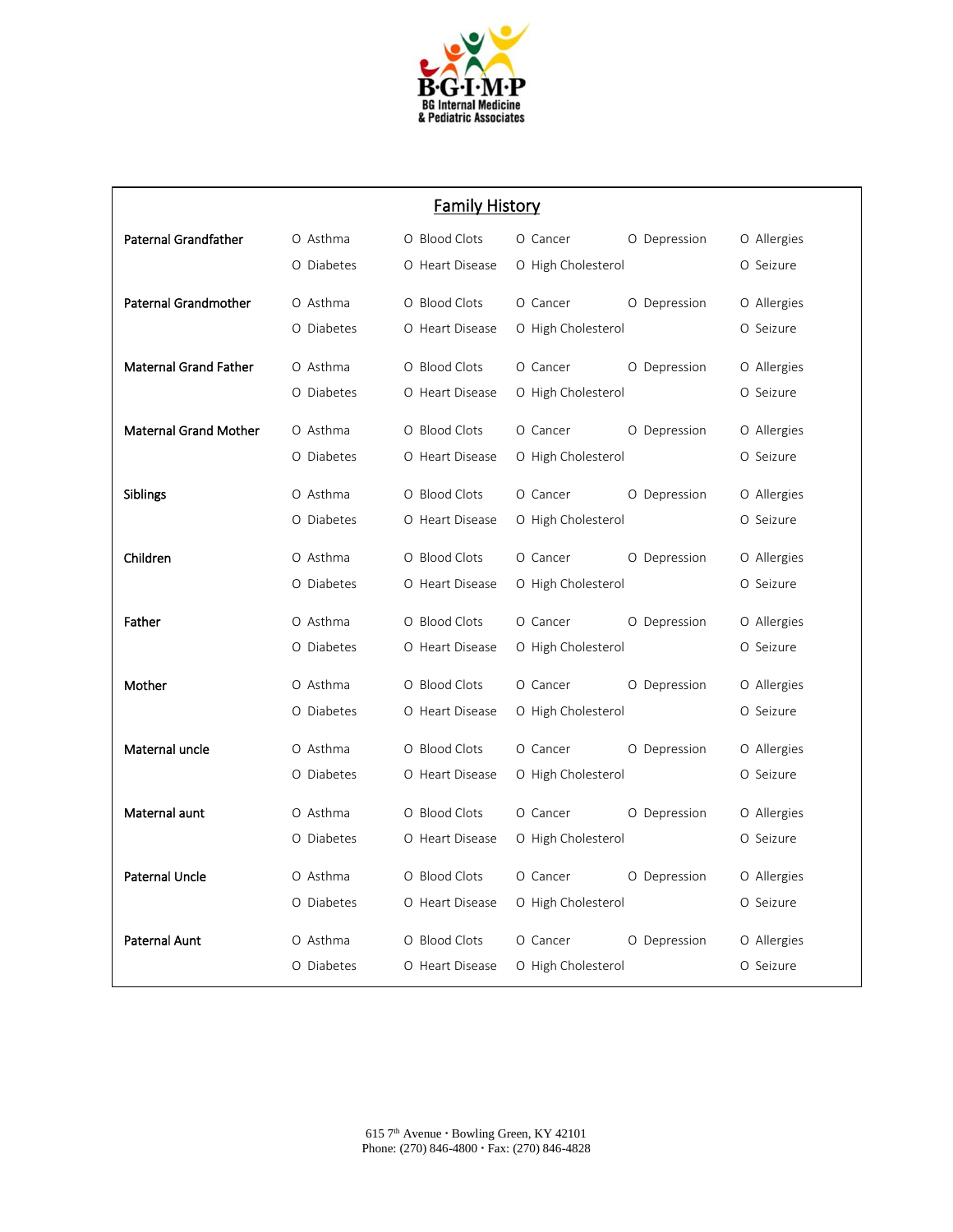**B·G·I·M·P**
**BG Internal Medicine & Pediatric Associates**

## Family History

| | | | | | |
|---|---|---|---|---|---|
| **Paternal Grandfather** | O Asthma | O Blood Clots | O Cancer | O Depression | O Allergies |
| | O Diabetes | O Heart Disease | O High Cholesterol | | O Seizure |
| **Paternal Grandmother** | O Asthma | O Blood Clots | O Cancer | O Depression | O Allergies |
| | O Diabetes | O Heart Disease | O High Cholesterol | | O Seizure |
| **Maternal Grand Father** | O Asthma | O Blood Clots | O Cancer | O Depression | O Allergies |
| | O Diabetes | O Heart Disease | O High Cholesterol | | O Seizure |
| **Maternal Grand Mother** | O Asthma | O Blood Clots | O Cancer | O Depression | O Allergies |
| | O Diabetes | O Heart Disease | O High Cholesterol | | O Seizure |
| **Siblings** | O Asthma | O Blood Clots | O Cancer | O Depression | O Allergies |
| | O Diabetes | O Heart Disease | O High Cholesterol | | O Seizure |
| **Children** | O Asthma | O Blood Clots | O Cancer | O Depression | O Allergies |
| | O Diabetes | O Heart Disease | O High Cholesterol | | O Seizure |
| **Father** | O Asthma | O Blood Clots | O Cancer | O Depression | O Allergies |
| | O Diabetes | O Heart Disease | O High Cholesterol | | O Seizure |
| **Mother** | O Asthma | O Blood Clots | O Cancer | O Depression | O Allergies |
| | O Diabetes | O Heart Disease | O High Cholesterol | | O Seizure |
| **Maternal uncle** | O Asthma | O Blood Clots | O Cancer | O Depression | O Allergies |
| | O Diabetes | O Heart Disease | O High Cholesterol | | O Seizure |
| **Maternal aunt** | O Asthma | O Blood Clots | O Cancer | O Depression | O Allergies |
| | O Diabetes | O Heart Disease | O High Cholesterol | | O Seizure |
| **Paternal Uncle** | O Asthma | O Blood Clots | O Cancer | O Depression | O Allergies |
| | O Diabetes | O Heart Disease | O High Cholesterol | | O Seizure |
| **Paternal Aunt** | O Asthma | O Blood Clots | O Cancer | O Depression | O Allergies |
| | O Diabetes | O Heart Disease | O High Cholesterol | | O Seizure |

615 7th Avenue · Bowling Green, KY 42101
Phone: (270) 846-4800 · Fax: (270) 846-4828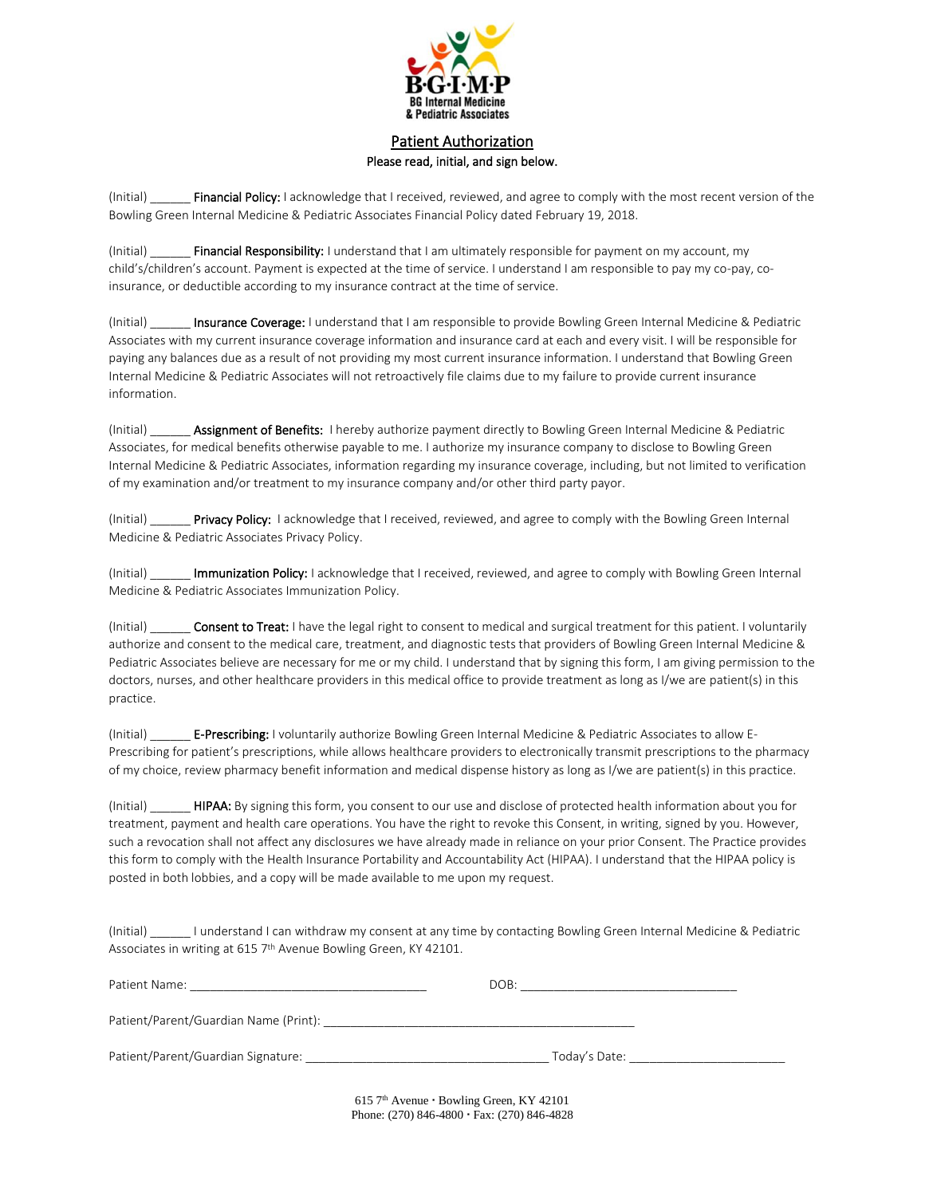B·G·I·M·P
BG Internal Medicine
& Pediatric Associates

# Patient Authorization

Please read, initial, and sign below.

(Initial) ______ **Financial Policy:** I acknowledge that I received, reviewed, and agree to comply with the most recent version of the Bowling Green Internal Medicine & Pediatric Associates Financial Policy dated February 19, 2018.

(Initial) ______ **Financial Responsibility:** I understand that I am ultimately responsible for payment on my account, my child's/children's account. Payment is expected at the time of service. I understand I am responsible to pay my co-pay, co-insurance, or deductible according to my insurance contract at the time of service.

(Initial) ______ **Insurance Coverage:** I understand that I am responsible to provide Bowling Green Internal Medicine & Pediatric Associates with my current insurance coverage information and insurance card at each and every visit. I will be responsible for paying any balances due as a result of not providing my most current insurance information. I understand that Bowling Green Internal Medicine & Pediatric Associates will not retroactively file claims due to my failure to provide current insurance information.

(Initial) ______ **Assignment of Benefits:** I hereby authorize payment directly to Bowling Green Internal Medicine & Pediatric Associates, for medical benefits otherwise payable to me. I authorize my insurance company to disclose to Bowling Green Internal Medicine & Pediatric Associates, information regarding my insurance coverage, including, but not limited to verification of my examination and/or treatment to my insurance company and/or other third party payor.

(Initial) ______ **Privacy Policy:** I acknowledge that I received, reviewed, and agree to comply with the Bowling Green Internal Medicine & Pediatric Associates Privacy Policy.

(Initial) ______ **Immunization Policy:** I acknowledge that I received, reviewed, and agree to comply with Bowling Green Internal Medicine & Pediatric Associates Immunization Policy.

(Initial) ______ **Consent to Treat:** I have the legal right to consent to medical and surgical treatment for this patient. I voluntarily authorize and consent to the medical care, treatment, and diagnostic tests that providers of Bowling Green Internal Medicine & Pediatric Associates believe are necessary for me or my child. I understand that by signing this form, I am giving permission to the doctors, nurses, and other healthcare providers in this medical office to provide treatment as long as I/we are patient(s) in this practice.

(Initial) ______ **E-Prescribing:** I voluntarily authorize Bowling Green Internal Medicine & Pediatric Associates to allow E-Prescribing for patient's prescriptions, while allows healthcare providers to electronically transmit prescriptions to the pharmacy of my choice, review pharmacy benefit information and medical dispense history as long as I/we are patient(s) in this practice.

(Initial) ______ **HIPAA:** By signing this form, you consent to our use and disclose of protected health information about you for treatment, payment and health care operations. You have the right to revoke this Consent, in writing, signed by you. However, such a revocation shall not affect any disclosures we have already made in reliance on your prior Consent. The Practice provides this form to comply with the Health Insurance Portability and Accountability Act (HIPAA). I understand that the HIPAA policy is posted in both lobbies, and a copy will be made available to me upon my request.

(Initial) ______ I understand I can withdraw my consent at any time by contacting Bowling Green Internal Medicine & Pediatric Associates in writing at 615 7th Avenue Bowling Green, KY 42101.

Patient Name: ___________________________________ DOB: ________________________________

Patient/Parent/Guardian Name (Print): ______________________________________________

Patient/Parent/Guardian Signature: ___________________________________ Today's Date: ______________________

615 7th Avenue · Bowling Green, KY 42101
Phone: (270) 846-4800 · Fax: (270) 846-4828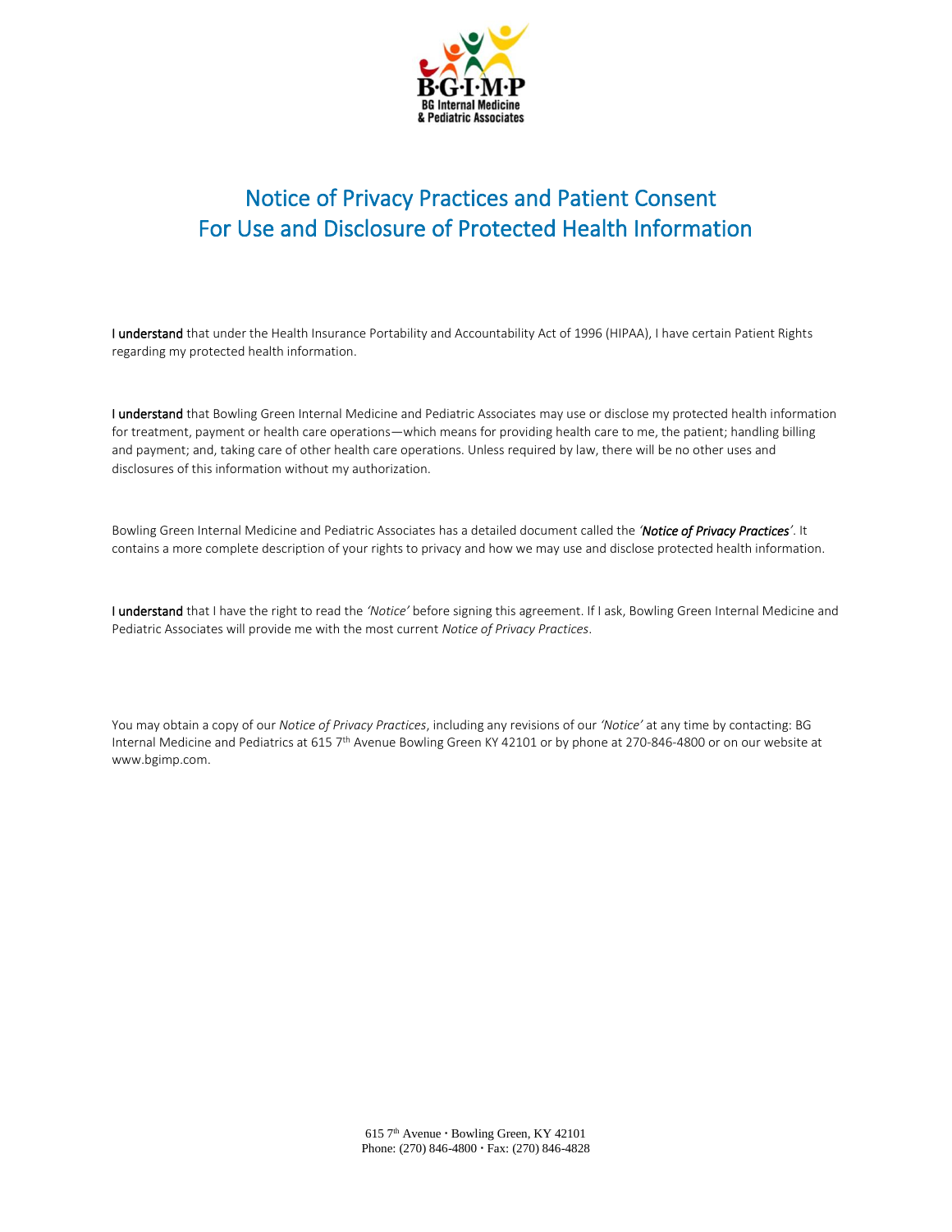B·G·I·M·P
BG Internal Medicine
& Pediatric Associates

# Notice of Privacy Practices and Patient Consent For Use and Disclosure of Protected Health Information

**I understand** that under the Health Insurance Portability and Accountability Act of 1996 (HIPAA), I have certain Patient Rights regarding my protected health information.

**I understand** that Bowling Green Internal Medicine and Pediatric Associates may use or disclose my protected health information for treatment, payment or health care operations—which means for providing health care to me, the patient; handling billing and payment; and, taking care of other health care operations. Unless required by law, there will be no other uses and disclosures of this information without my authorization.

Bowling Green Internal Medicine and Pediatric Associates has a detailed document called the ***'Notice of Privacy Practices'***. It contains a more complete description of your rights to privacy and how we may use and disclose protected health information.

**I understand** that I have the right to read the *'Notice'* before signing this agreement. If I ask, Bowling Green Internal Medicine and Pediatric Associates will provide me with the most current *Notice of Privacy Practices*.

You may obtain a copy of our *Notice of Privacy Practices*, including any revisions of our *'Notice'* at any time by contacting: BG Internal Medicine and Pediatrics at 615 7th Avenue Bowling Green KY 42101 or by phone at 270-846-4800 or on our website at www.bgimp.com.

615 7th Avenue · Bowling Green, KY 42101
Phone: (270) 846-4800 · Fax: (270) 846-4828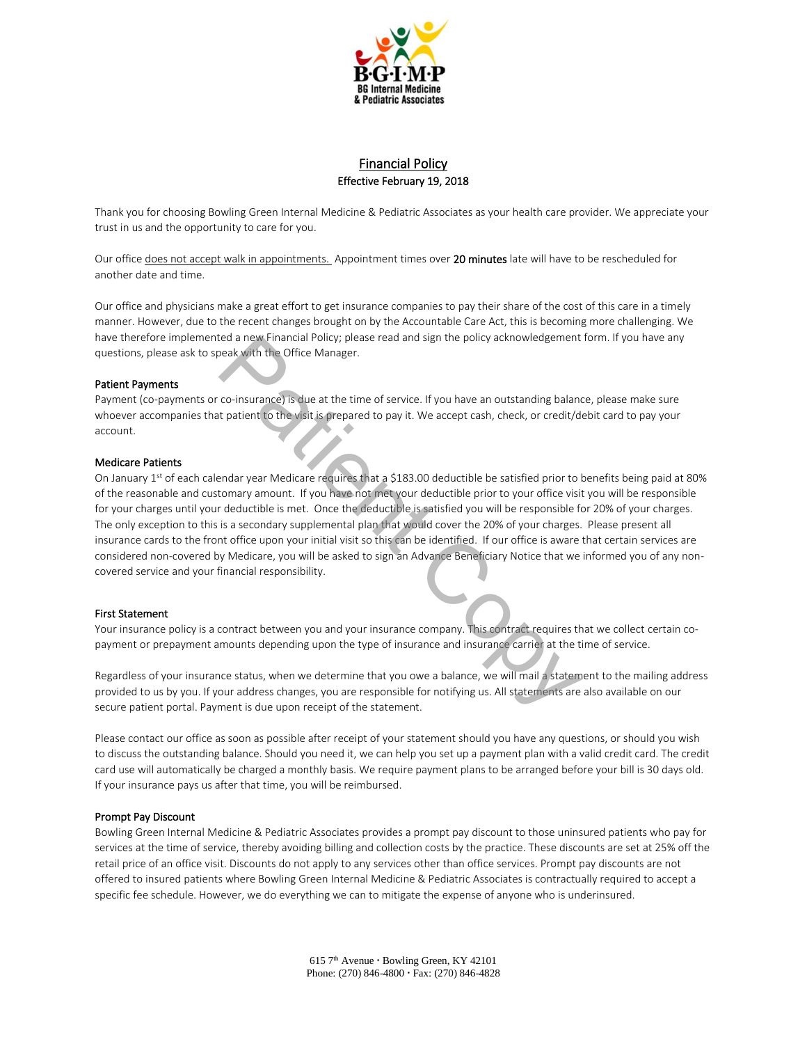**B·G·I·M·P**
**BG Internal Medicine & Pediatric Associates**

# Financial Policy

**Effective February 19, 2018**

Thank you for choosing Bowling Green Internal Medicine & Pediatric Associates as your health care provider. We appreciate your trust in us and the opportunity to care for you.

Our office does not accept walk in appointments. Appointment times over **20 minutes** late will have to be rescheduled for another date and time.

Our office and physicians make a great effort to get insurance companies to pay their share of the cost of this care in a timely manner. However, due to the recent changes brought on by the Accountable Care Act, this is becoming more challenging. We have therefore implemented a new Financial Policy; please read and sign the policy acknowledgement form. If you have any questions, please ask to speak with the Office Manager.

### Patient Payments

Payment (co-payments or co-insurance) is due at the time of service. If you have an outstanding balance, please make sure whoever accompanies that patient to the visit is prepared to pay it. We accept cash, check, or credit/debit card to pay your account.

### Medicare Patients

On January 1st of each calendar year Medicare requires that a $183.00 deductible be satisfied prior to benefits being paid at 80% of the reasonable and customary amount. If you have not met your deductible prior to your office visit you will be responsible for your charges until your deductible is met. Once the deductible is satisfied you will be responsible for 20% of your charges. The only exception to this is a secondary supplemental plan that would cover the 20% of your charges. Please present all insurance cards to the front office upon your initial visit so this can be identified. If our office is aware that certain services are considered non-covered by Medicare, you will be asked to sign an Advance Beneficiary Notice that we informed you of any non-covered service and your financial responsibility.

### First Statement

Your insurance policy is a contract between you and your insurance company. This contract requires that we collect certain co-payment or prepayment amounts depending upon the type of insurance and insurance carrier at the time of service.

Regardless of your insurance status, when we determine that you owe a balance, we will mail a statement to the mailing address provided to us by you. If your address changes, you are responsible for notifying us. All statements are also available on our secure patient portal. Payment is due upon receipt of the statement.

Please contact our office as soon as possible after receipt of your statement should you have any questions, or should you wish to discuss the outstanding balance. Should you need it, we can help you set up a payment plan with a valid credit card. The credit card use will automatically be charged a monthly basis. We require payment plans to be arranged before your bill is 30 days old. If your insurance pays us after that time, you will be reimbursed.

### Prompt Pay Discount

Bowling Green Internal Medicine & Pediatric Associates provides a prompt pay discount to those uninsured patients who pay for services at the time of service, thereby avoiding billing and collection costs by the practice. These discounts are set at 25% off the retail price of an office visit. Discounts do not apply to any services other than office services. Prompt pay discounts are not offered to insured patients where Bowling Green Internal Medicine & Pediatric Associates is contractually required to accept a specific fee schedule. However, we do everything we can to mitigate the expense of anyone who is underinsured.

615 7th Avenue · Bowling Green, KY 42101
Phone: (270) 846-4800 · Fax: (270) 846-4828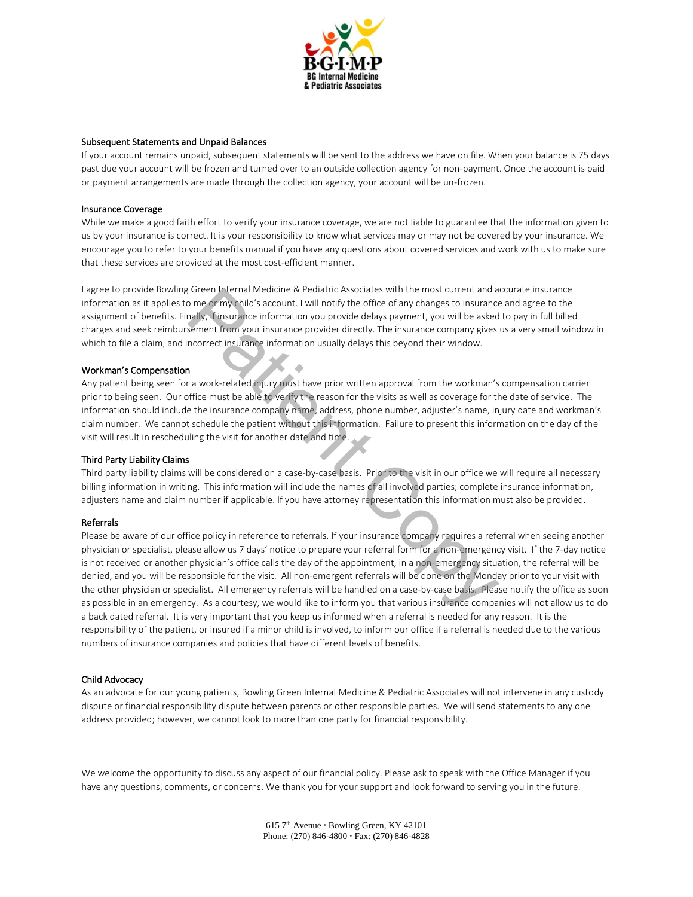### Subsequent Statements and Unpaid Balances

If your account remains unpaid, subsequent statements will be sent to the address we have on file. When your balance is 75 days past due your account will be frozen and turned over to an outside collection agency for non-payment. Once the account is paid or payment arrangements are made through the collection agency, your account will be un-frozen.

### Insurance Coverage

While we make a good faith effort to verify your insurance coverage, we are not liable to guarantee that the information given to us by your insurance is correct. It is your responsibility to know what services may or may not be covered by your insurance. We encourage you to refer to your benefits manual if you have any questions about covered services and work with us to make sure that these services are provided at the most cost-efficient manner.

I agree to provide Bowling Green Internal Medicine & Pediatric Associates with the most current and accurate insurance information as it applies to me or my child's account. I will notify the office of any changes to insurance and agree to the assignment of benefits. Finally, if insurance information you provide delays payment, you will be asked to pay in full billed charges and seek reimbursement from your insurance provider directly. The insurance company gives us a very small window in which to file a claim, and incorrect insurance information usually delays this beyond their window.

### Workman's Compensation

Any patient being seen for a work-related injury must have prior written approval from the workman's compensation carrier prior to being seen. Our office must be able to verify the reason for the visits as well as coverage for the date of service. The information should include the insurance company name, address, phone number, adjuster's name, injury date and workman's claim number. We cannot schedule the patient without this information. Failure to present this information on the day of the visit will result in rescheduling the visit for another date and time.

### Third Party Liability Claims

Third party liability claims will be considered on a case-by-case basis. Prior to the visit in our office we will require all necessary billing information in writing. This information will include the names of all involved parties; complete insurance information, adjusters name and claim number if applicable. If you have attorney representation this information must also be provided.

### Referrals

Please be aware of our office policy in reference to referrals. If your insurance company requires a referral when seeing another physician or specialist, please allow us 7 days' notice to prepare your referral form for a non-emergency visit. If the 7-day notice is not received or another physician's office calls the day of the appointment, in a non-emergency situation, the referral will be denied, and you will be responsible for the visit. All non-emergent referrals will be done on the Monday prior to your visit with the other physician or specialist. All emergency referrals will be handled on a case-by-case basis. Please notify the office as soon as possible in an emergency. As a courtesy, we would like to inform you that various insurance companies will not allow us to do a back dated referral. It is very important that you keep us informed when a referral is needed for any reason. It is the responsibility of the patient, or insured if a minor child is involved, to inform our office if a referral is needed due to the various numbers of insurance companies and policies that have different levels of benefits.

### Child Advocacy

As an advocate for our young patients, Bowling Green Internal Medicine & Pediatric Associates will not intervene in any custody dispute or financial responsibility dispute between parents or other responsible parties. We will send statements to any one address provided; however, we cannot look to more than one party for financial responsibility.

We welcome the opportunity to discuss any aspect of our financial policy. Please ask to speak with the Office Manager if you have any questions, comments, or concerns. We thank you for your support and look forward to serving you in the future.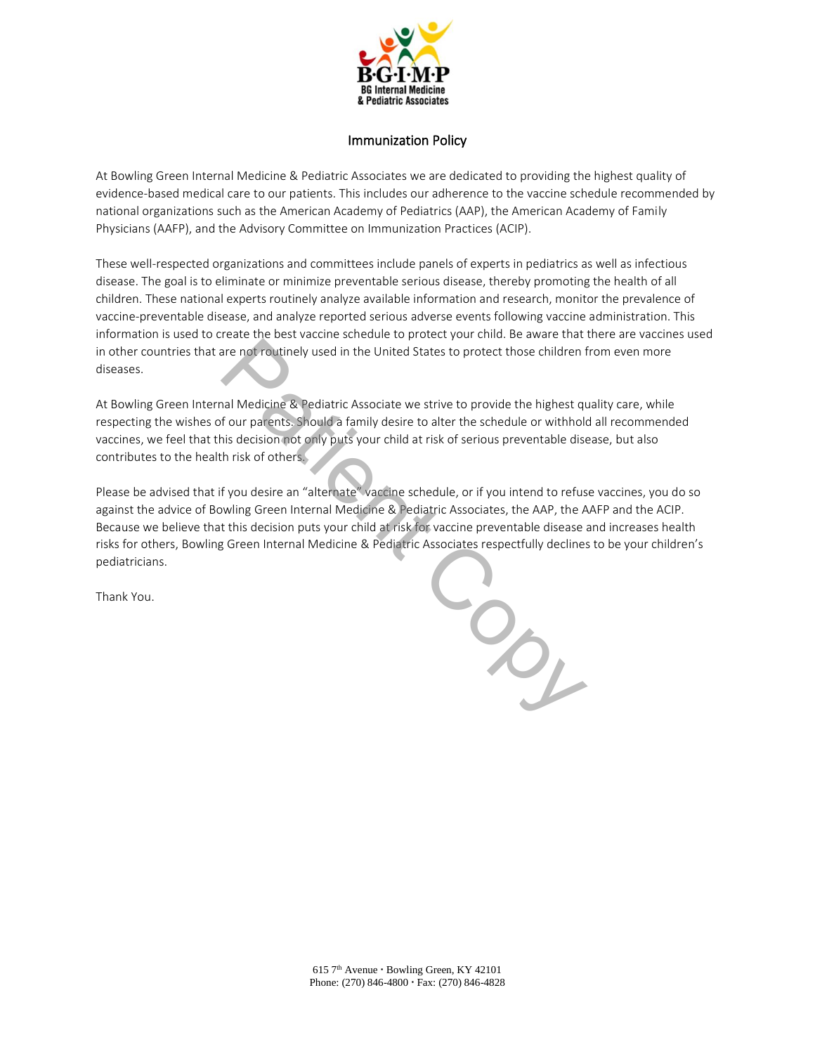B·G·I·M·P
BG Internal Medicine
& Pediatric Associates

# Immunization Policy

At Bowling Green Internal Medicine & Pediatric Associates we are dedicated to providing the highest quality of evidence-based medical care to our patients. This includes our adherence to the vaccine schedule recommended by national organizations such as the American Academy of Pediatrics (AAP), the American Academy of Family Physicians (AAFP), and the Advisory Committee on Immunization Practices (ACIP).

These well-respected organizations and committees include panels of experts in pediatrics as well as infectious disease. The goal is to eliminate or minimize preventable serious disease, thereby promoting the health of all children. These national experts routinely analyze available information and research, monitor the prevalence of vaccine-preventable disease, and analyze reported serious adverse events following vaccine administration. This information is used to create the best vaccine schedule to protect your child. Be aware that there are vaccines used in other countries that are not routinely used in the United States to protect those children from even more diseases.

At Bowling Green Internal Medicine & Pediatric Associate we strive to provide the highest quality care, while respecting the wishes of our parents. Should a family desire to alter the schedule or withhold all recommended vaccines, we feel that this decision not only puts your child at risk of serious preventable disease, but also contributes to the health risk of others.

Please be advised that if you desire an "alternate" vaccine schedule, or if you intend to refuse vaccines, you do so against the advice of Bowling Green Internal Medicine & Pediatric Associates, the AAP, the AAFP and the ACIP. Because we believe that this decision puts your child at risk for vaccine preventable disease and increases health risks for others, Bowling Green Internal Medicine & Pediatric Associates respectfully declines to be your children's pediatricians.

Thank You.

Patient Copy

615 7th Avenue · Bowling Green, KY 42101
Phone: (270) 846-4800 · Fax: (270) 846-4828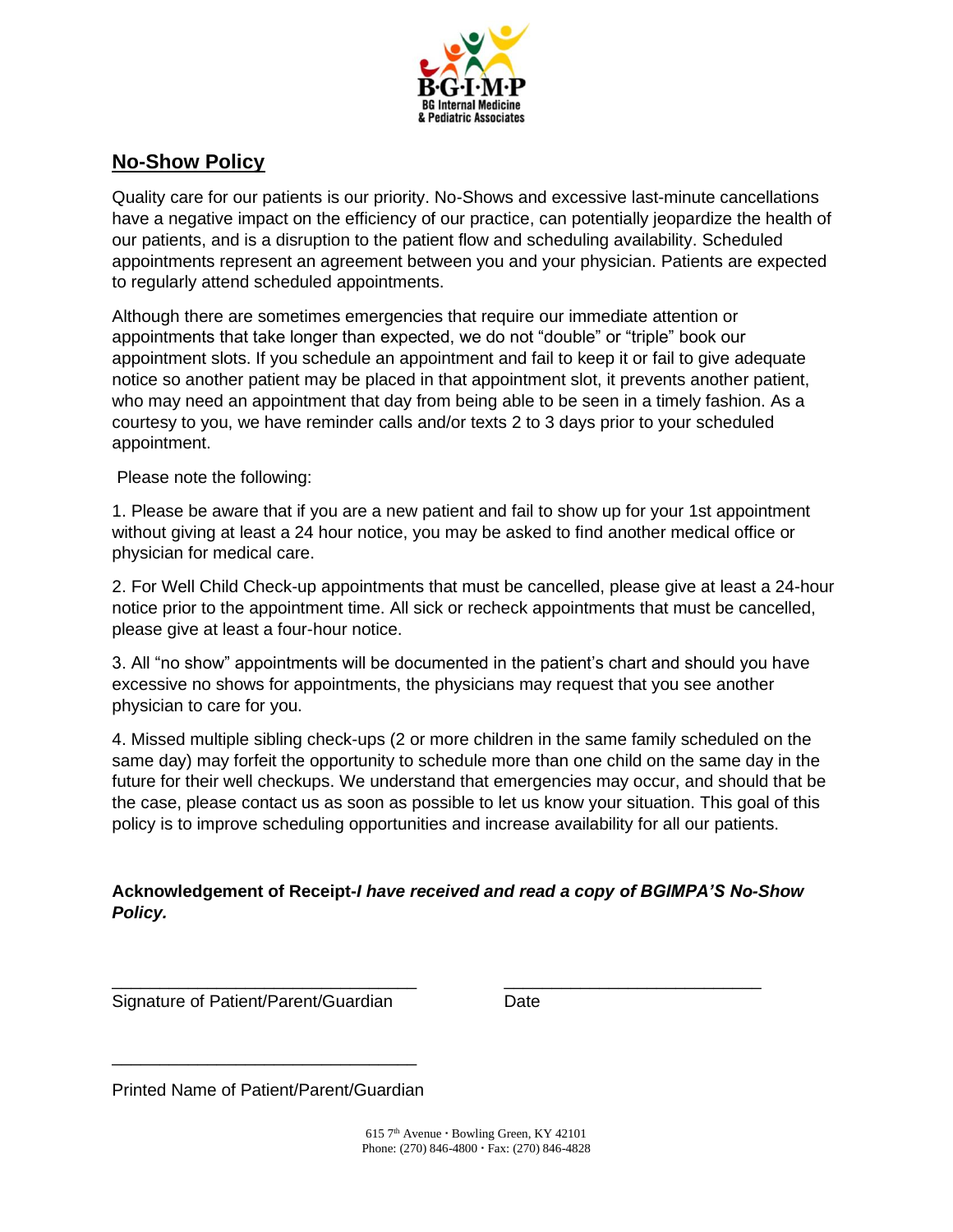B·G·I·M·P
BG Internal Medicine
& Pediatric Associates

## No-Show Policy

Quality care for our patients is our priority. No-Shows and excessive last-minute cancellations have a negative impact on the efficiency of our practice, can potentially jeopardize the health of our patients, and is a disruption to the patient flow and scheduling availability. Scheduled appointments represent an agreement between you and your physician. Patients are expected to regularly attend scheduled appointments.

Although there are sometimes emergencies that require our immediate attention or appointments that take longer than expected, we do not "double" or "triple" book our appointment slots. If you schedule an appointment and fail to keep it or fail to give adequate notice so another patient may be placed in that appointment slot, it prevents another patient, who may need an appointment that day from being able to be seen in a timely fashion. As a courtesy to you, we have reminder calls and/or texts 2 to 3 days prior to your scheduled appointment.

Please note the following:

1. Please be aware that if you are a new patient and fail to show up for your 1st appointment without giving at least a 24 hour notice, you may be asked to find another medical office or physician for medical care.

2. For Well Child Check-up appointments that must be cancelled, please give at least a 24-hour notice prior to the appointment time. All sick or recheck appointments that must be cancelled, please give at least a four-hour notice.

3. All "no show" appointments will be documented in the patient's chart and should you have excessive no shows for appointments, the physicians may request that you see another physician to care for you.

4. Missed multiple sibling check-ups (2 or more children in the same family scheduled on the same day) may forfeit the opportunity to schedule more than one child on the same day in the future for their well checkups. We understand that emergencies may occur, and should that be the case, please contact us as soon as possible to let us know your situation. This goal of this policy is to improve scheduling opportunities and increase availability for all our patients.

**Acknowledgement of Receipt-*I have received and read a copy of BGIMPA'S No-Show Policy.***

_______________________________ _______________________________

Signature of Patient/Parent/Guardian Date

_______________________________

Printed Name of Patient/Parent/Guardian

615 7th Avenue · Bowling Green, KY 42101
Phone: (270) 846-4800 · Fax: (270) 846-4828